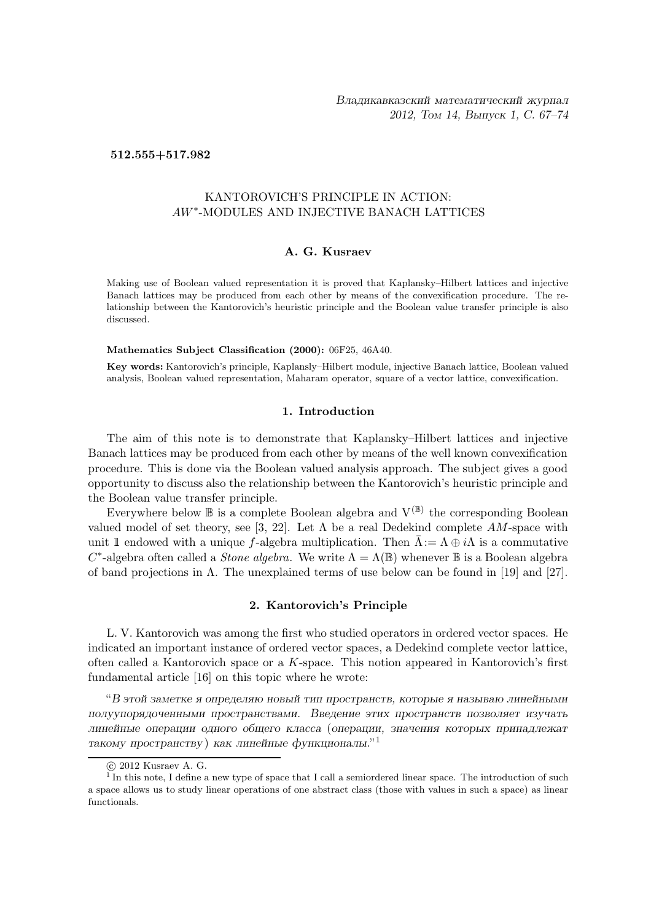**512.555+517.982**

# KANTOROVICH'S PRINCIPLE IN ACTION: $AW^*$-MODULES AND INJECTIVE BANACH LATTICES

**A. G. Kusraev**

Making use of Boolean valued representation it is proved that Kaplansky–Hilbert lattices and injective Banach lattices may be produced from each other by means of the convexification procedure. The relationship between the Kantorovich's heuristic principle and the Boolean value transfer principle is also discussed.

**Mathematics Subject Classification (2000):** 06F25, 46A40.

**Key words:** Kantorovich's principle, Kaplansly–Hilbert module, injective Banach lattice, Boolean valued analysis, Boolean valued representation, Maharam operator, square of a vector lattice, convexification.

## 1. Introduction

The aim of this note is to demonstrate that Kaplansky–Hilbert lattices and injective Banach lattices may be produced from each other by means of the well known convexification procedure. This is done via the Boolean valued analysis approach. The subject gives a good opportunity to discuss also the relationship between the Kantorovich's heuristic principle and the Boolean value transfer principle.

Everywhere below $\mathbb{B}$ is a complete Boolean algebra and $\mathrm{V}^{(\mathbb{B})}$ the corresponding Boolean valued model of set theory, see [3, 22]. Let $\Lambda$ be a real Dedekind complete $AM$-space with unit $\mathbb{1}$ endowed with a unique $f$-algebra multiplication. Then $\bar{\Lambda} := \Lambda \oplus i\Lambda$ is a commutative $C^*$-algebra often called a *Stone algebra*. We write $\Lambda = \Lambda(\mathbb{B})$ whenever $\mathbb{B}$ is a Boolean algebra of band projections in $\Lambda$. The unexplained terms of use below can be found in [19] and [27].

## 2. Kantorovich's Principle

L. V. Kantorovich was among the first who studied operators in ordered vector spaces. He indicated an important instance of ordered vector spaces, a Dedekind complete vector lattice, often called a Kantorovich space or a $K$-space. This notion appeared in Kantorovich's first fundamental article [16] on this topic where he wrote:

"*В этой заметке я определяю новый тип пространств, которые я называю линейными полуупорядоченными пространствами. Введение этих пространств позволяет изучать линейные операции одного общего класса (операции, значения которых принадлежат такому пространству) как линейные функционалы.*"[1]

---

© 2012 Kusraev A. G.

[1] In this note, I define a new type of space that I call a semiordered linear space. The introduction of such a space allows us to study linear operations of one abstract class (those with values in such a space) as linear functionals.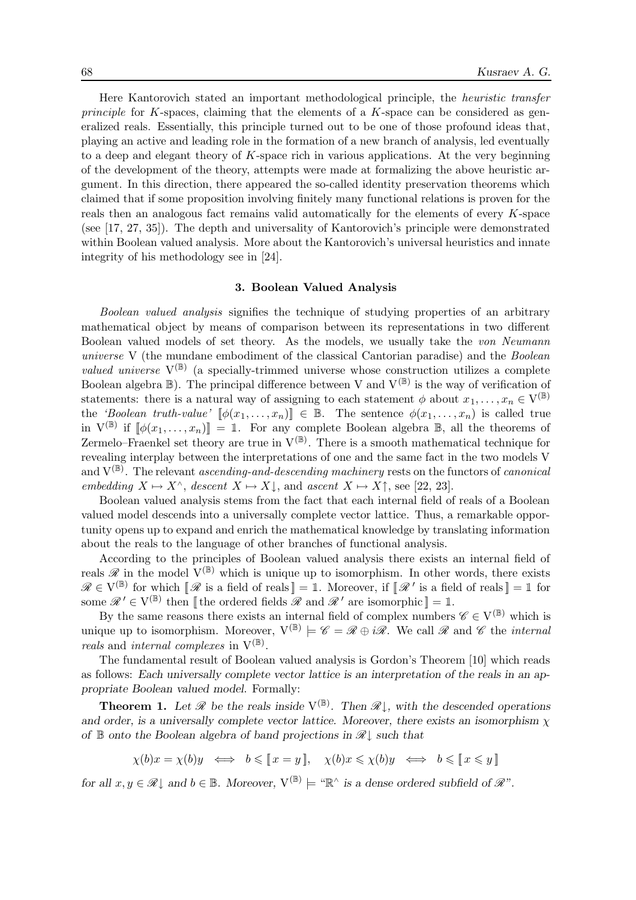Here Kantorovich stated an important methodological principle, the *heuristic transfer principle* for $K$-spaces, claiming that the elements of a $K$-space can be considered as generalized reals. Essentially, this principle turned out to be one of those profound ideas that, playing an active and leading role in the formation of a new branch of analysis, led eventually to a deep and elegant theory of $K$-space rich in various applications. At the very beginning of the development of the theory, attempts were made at formalizing the above heuristic argument. In this direction, there appeared the so-called identity preservation theorems which claimed that if some proposition involving finitely many functional relations is proven for the reals then an analogous fact remains valid automatically for the elements of every $K$-space (see [17, 27, 35]). The depth and universality of Kantorovich's principle were demonstrated within Boolean valued analysis. More about the Kantorovich's universal heuristics and innate integrity of his methodology see in [24].

## 3. Boolean Valued Analysis

*Boolean valued analysis* signifies the technique of studying properties of an arbitrary mathematical object by means of comparison between its representations in two different Boolean valued models of set theory. As the models, we usually take the *von Neumann universe* $\mathrm{V}$ (the mundane embodiment of the classical Cantorian paradise) and the *Boolean valued universe* $\mathrm{V}^{(\mathbb{B})}$ (a specially-trimmed universe whose construction utilizes a complete Boolean algebra $\mathbb{B}$). The principal difference between $\mathrm{V}$ and $\mathrm{V}^{(\mathbb{B})}$ is the way of verification of statements: there is a natural way of assigning to each statement $\phi$ about $x_1, \dots, x_n \in \mathrm{V}^{(\mathbb{B})}$ the *'Boolean truth-value'* $[\![\phi(x_1, \dots, x_n)]\!] \in \mathbb{B}$. The sentence $\phi(x_1, \dots, x_n)$ is called true in $\mathrm{V}^{(\mathbb{B})}$ if $[\![\phi(x_1, \dots, x_n)]\!] = \mathbb{1}$. For any complete Boolean algebra $\mathbb{B}$, all the theorems of Zermelo–Fraenkel set theory are true in $\mathrm{V}^{(\mathbb{B})}$. There is a smooth mathematical technique for revealing interplay between the interpretations of one and the same fact in the two models $\mathrm{V}$ and $\mathrm{V}^{(\mathbb{B})}$. The relevant *ascending-and-descending machinery* rests on the functors of *canonical embedding* $X \mapsto X^\wedge$, *descent* $X \mapsto X{\downarrow}$, and *ascent* $X \mapsto X{\uparrow}$, see [22, 23].

Boolean valued analysis stems from the fact that each internal field of reals of a Boolean valued model descends into a universally complete vector lattice. Thus, a remarkable opportunity opens up to expand and enrich the mathematical knowledge by translating information about the reals to the language of other branches of functional analysis.

According to the principles of Boolean valued analysis there exists an internal field of reals $\mathscr{R}$ in the model $\mathrm{V}^{(\mathbb{B})}$ which is unique up to isomorphism. In other words, there exists $\mathscr{R} \in \mathrm{V}^{(\mathbb{B})}$ for which $[\![\, \mathscr{R}$ is a field of reals $]\!] = \mathbb{1}$. Moreover, if $[\![\, \mathscr{R}\,'$ is a field of reals $]\!] = \mathbb{1}$ for some $\mathscr{R}\,' \in \mathrm{V}^{(\mathbb{B})}$ then $[\![$ the ordered fields $\mathscr{R}$ and $\mathscr{R}\,'$ are isomorphic $]\!] = \mathbb{1}$.

By the same reasons there exists an internal field of complex numbers $\mathscr{C} \in \mathrm{V}^{(\mathbb{B})}$ which is unique up to isomorphism. Moreover, $\mathrm{V}^{(\mathbb{B})} \models \mathscr{C} = \mathscr{R} \oplus i\mathscr{R}$. We call $\mathscr{R}$ and $\mathscr{C}$ the *internal reals* and *internal complexes* in $\mathrm{V}^{(\mathbb{B})}$.

The fundamental result of Boolean valued analysis is Gordon's Theorem [10] which reads as follows: *Each universally complete vector lattice is an interpretation of the reals in an appropriate Boolean valued model.* Formally:

**Theorem 1.** *Let $\mathscr{R}$ be the reals inside $\mathrm{V}^{(\mathbb{B})}$. Then $\mathscr{R}{\downarrow}$, with the descended operations and order, is a universally complete vector lattice. Moreover, there exists an isomorphism $\chi$ of $\mathbb{B}$ onto the Boolean algebra of band projections in $\mathscr{R}{\downarrow}$ such that*

$$\chi(b)x = \chi(b)y \iff b \leqslant [\![\, x = y \,]\!], \quad \chi(b)x \leqslant \chi(b)y \iff b \leqslant [\![\, x \leqslant y \,]\!]$$

*for all $x, y \in \mathscr{R}{\downarrow}$ and $b \in \mathbb{B}$. Moreover, $\mathrm{V}^{(\mathbb{B})} \models$ "$\mathbb{R}^\wedge$ is a dense ordered subfield of $\mathscr{R}$".*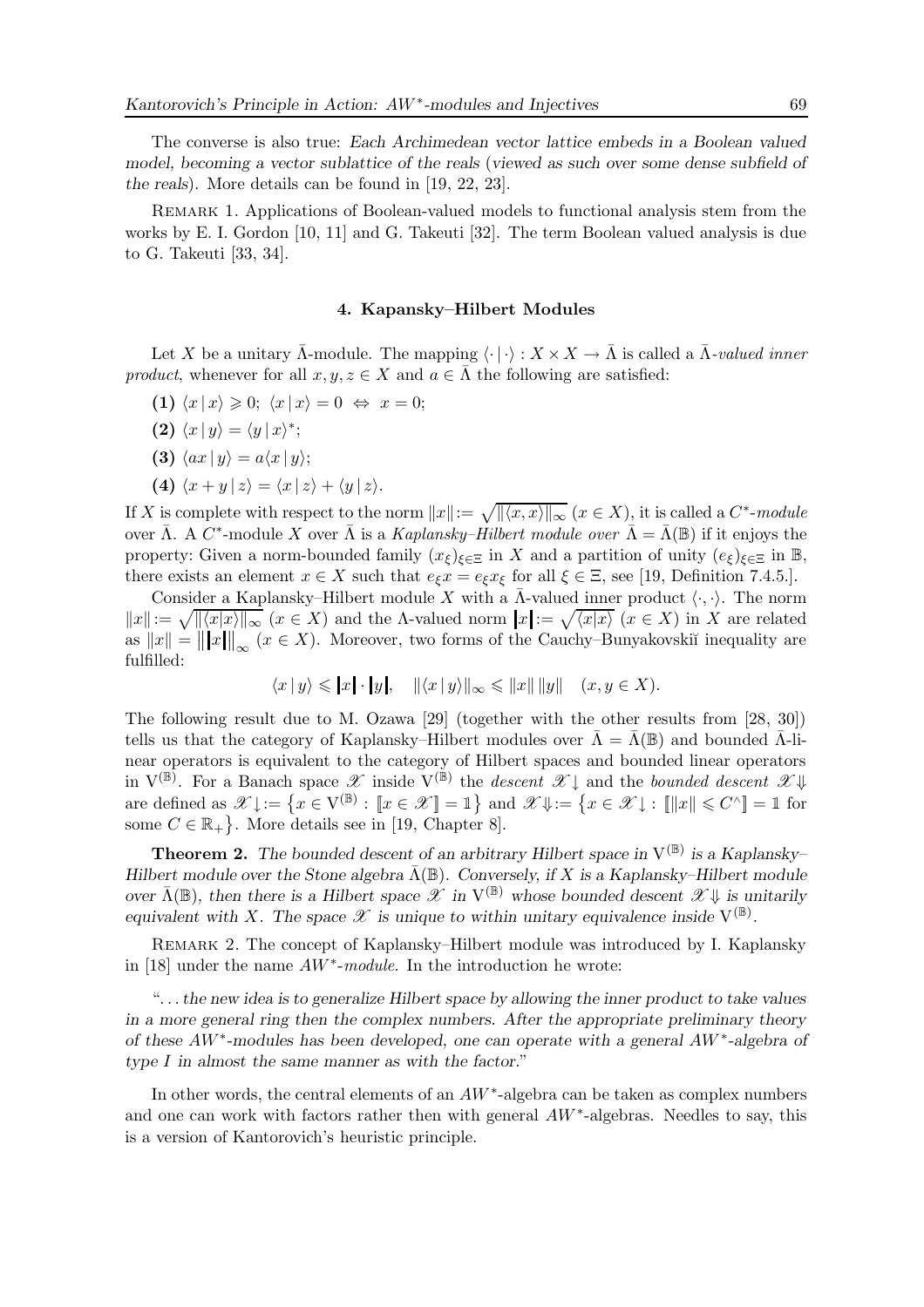The converse is also true: *Each Archimedean vector lattice embeds in a Boolean valued model, becoming a vector sublattice of the reals* (*viewed as such over some dense subfield of the reals*). More details can be found in [19, 22, 23].

Remark 1. Applications of Boolean-valued models to functional analysis stem from the works by E. I. Gordon [10, 11] and G. Takeuti [32]. The term Boolean valued analysis is due to G. Takeuti [33, 34].

## 4. Kapansky–Hilbert Modules

Let $X$ be a unitary $\bar{\Lambda}$-module. The mapping $\langle\cdot\,|\,\cdot\rangle : X \times X \to \bar{\Lambda}$ is called a *$\bar{\Lambda}$-valued inner product*, whenever for all $x, y, z \in X$ and $a \in \bar{\Lambda}$ the following are satisfied:

**(1)** $\langle x\,|\,x\rangle \geqslant 0$; $\langle x\,|\,x\rangle = 0 \Leftrightarrow x = 0$;

**(2)** $\langle x\,|\,y\rangle = \langle y\,|\,x\rangle^*$;

**(3)** $\langle ax\,|\,y\rangle = a\langle x\,|\,y\rangle$;

**(4)** $\langle x + y\,|\,z\rangle = \langle x\,|\,z\rangle + \langle y\,|\,z\rangle$.

If $X$ is complete with respect to the norm $\|x\| := \sqrt{\|\langle x, x\rangle\|_\infty}$ $(x \in X)$, it is called a *$C^*$-module* over $\bar{\Lambda}$. A $C^*$-module $X$ over $\bar{\Lambda}$ is a *Kaplansky–Hilbert module over* $\bar{\Lambda} = \bar{\Lambda}(\mathbb{B})$ if it enjoys the property: Given a norm-bounded family $(x_\xi)_{\xi\in\Xi}$ in $X$ and a partition of unity $(e_\xi)_{\xi\in\Xi}$ in $\mathbb{B}$, there exists an element $x \in X$ such that $e_\xi x = e_\xi x_\xi$ for all $\xi \in \Xi$, see [19, Definition 7.4.5.].

Consider a Kaplansky–Hilbert module $X$ with a $\bar{\Lambda}$-valued inner product $\langle\cdot,\cdot\rangle$. The norm $\|x\| := \sqrt{\|\langle x|x\rangle\|_\infty}$ $(x \in X)$ and the $\Lambda$-valued norm $|\!|x|\!| := \sqrt{\langle x|x\rangle}$ $(x \in X)$ in $X$ are related as $\|x\| = \big\||\!|x|\!|\big\|_\infty$ $(x \in X)$. Moreover, two forms of the Cauchy–Bunyakovskiĭ inequality are fulfilled:

$$\langle x\,|\,y\rangle \leqslant |\!|x|\!| \cdot |\!|y|\!|, \quad \|\langle x\,|\,y\rangle\|_\infty \leqslant \|x\|\,\|y\| \quad (x, y \in X).$$

The following result due to M. Ozawa [29] (together with the other results from [28, 30]) tells us that the category of Kaplansky–Hilbert modules over $\bar{\Lambda} = \bar{\Lambda}(\mathbb{B})$ and bounded $\bar{\Lambda}$-linear operators is equivalent to the category of Hilbert spaces and bounded linear operators in $\mathrm{V}^{(\mathbb{B})}$. For a Banach space $\mathscr{X}$ inside $\mathrm{V}^{(\mathbb{B})}$ the *descent* $\mathscr{X}{\downarrow}$ and the *bounded descent* $\mathscr{X}{\Downarrow}$ are defined as $\mathscr{X}{\downarrow} := \{x \in \mathrm{V}^{(\mathbb{B})} : [\![x \in \mathscr{X}]\!] = \mathbb{1}\}$ and $\mathscr{X}{\Downarrow} := \{x \in \mathscr{X}{\downarrow} : [\![\|x\| \leqslant C^\wedge]\!] = \mathbb{1}$ for some $C \in \mathbb{R}_+\}$. More details see in [19, Chapter 8].

**Theorem 2.** *The bounded descent of an arbitrary Hilbert space in $\mathrm{V}^{(\mathbb{B})}$ is a Kaplansky–Hilbert module over the Stone algebra $\bar{\Lambda}(\mathbb{B})$. Conversely, if $X$ is a Kaplansky–Hilbert module over $\bar{\Lambda}(\mathbb{B})$, then there is a Hilbert space $\mathscr{X}$ in $\mathrm{V}^{(\mathbb{B})}$ whose bounded descent $\mathscr{X}{\Downarrow}$ is unitarily equivalent with $X$. The space $\mathscr{X}$ is unique to within unitary equivalence inside $\mathrm{V}^{(\mathbb{B})}$.*

Remark 2. The concept of Kaplansky–Hilbert module was introduced by I. Kaplansky in [18] under the name *$AW^*$-module*. In the introduction he wrote:

"*. . . the new idea is to generalize Hilbert space by allowing the inner product to take values in a more general ring then the complex numbers. After the appropriate preliminary theory of these $AW^*$-modules has been developed, one can operate with a general $AW^*$-algebra of type I in almost the same manner as with the factor.*"

In other words, the central elements of an $AW^*$-algebra can be taken as complex numbers and one can work with factors rather then with general $AW^*$-algebras. Needles to say, this is a version of Kantorovich's heuristic principle.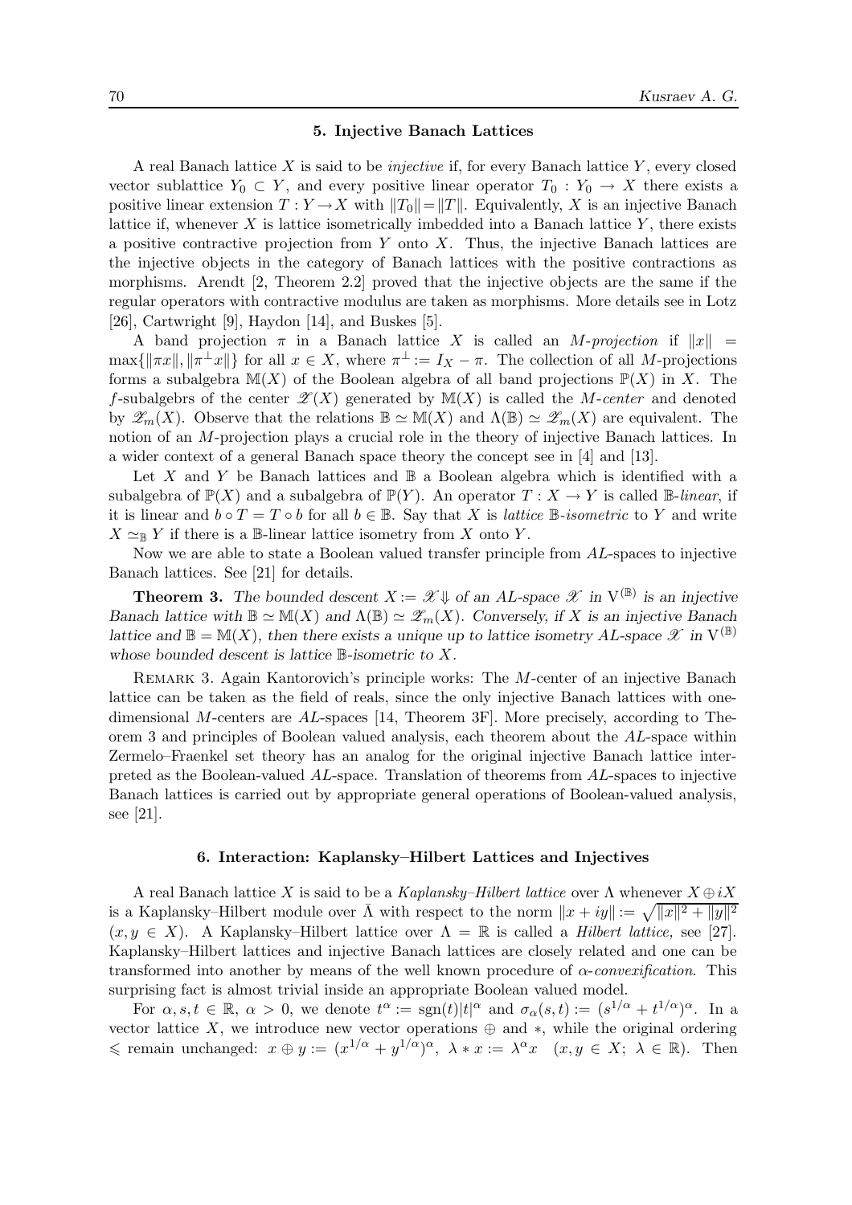## 5. Injective Banach Lattices

A real Banach lattice $X$ is said to be *injective* if, for every Banach lattice $Y$, every closed vector sublattice $Y_0 \subset Y$, and every positive linear operator $T_0 : Y_0 \to X$ there exists a positive linear extension $T : Y \to X$ with $\|T_0\| = \|T\|$. Equivalently, $X$ is an injective Banach lattice if, whenever $X$ is lattice isometrically imbedded into a Banach lattice $Y$, there exists a positive contractive projection from $Y$ onto $X$. Thus, the injective Banach lattices are the injective objects in the category of Banach lattices with the positive contractions as morphisms. Arendt [2, Theorem 2.2] proved that the injective objects are the same if the regular operators with contractive modulus are taken as morphisms. More details see in Lotz [26], Cartwright [9], Haydon [14], and Buskes [5].

A band projection $\pi$ in a Banach lattice $X$ is called an *M-projection* if $\|x\| = \max\{\|\pi x\|, \|\pi^{\perp} x\|\}$ for all $x \in X$, where $\pi^{\perp} := I_X - \pi$. The collection of all $M$-projections forms a subalgebra $\mathbb{M}(X)$ of the Boolean algebra of all band projections $\mathbb{P}(X)$ in $X$. The $f$-subalgebrs of the center $\mathscr{Z}(X)$ generated by $\mathbb{M}(X)$ is called the *M-center* and denoted by $\mathscr{Z}_m(X)$. Observe that the relations $\mathbb{B} \simeq \mathbb{M}(X)$ and $\Lambda(\mathbb{B}) \simeq \mathscr{Z}_m(X)$ are equivalent. The notion of an $M$-projection plays a crucial role in the theory of injective Banach lattices. In a wider context of a general Banach space theory the concept see in [4] and [13].

Let $X$ and $Y$ be Banach lattices and $\mathbb{B}$ a Boolean algebra which is identified with a subalgebra of $\mathbb{P}(X)$ and a subalgebra of $\mathbb{P}(Y)$. An operator $T : X \to Y$ is called $\mathbb{B}$-*linear*, if it is linear and $b \circ T = T \circ b$ for all $b \in \mathbb{B}$. Say that $X$ is *lattice* $\mathbb{B}$-*isometric* to $Y$ and write $X \simeq_{\mathbb{B}} Y$ if there is a $\mathbb{B}$-linear lattice isometry from $X$ onto $Y$.

Now we are able to state a Boolean valued transfer principle from $AL$-spaces to injective Banach lattices. See [21] for details.

**Theorem 3.** *The bounded descent $X := \mathscr{X}{\Downarrow}$ of an $AL$-space $\mathscr{X}$ in $\mathrm{V}^{(\mathbb{B})}$ is an injective Banach lattice with $\mathbb{B} \simeq \mathbb{M}(X)$ and $\Lambda(\mathbb{B}) \simeq \mathscr{Z}_m(X)$. Conversely, if $X$ is an injective Banach lattice and $\mathbb{B} = \mathbb{M}(X)$, then there exists a unique up to lattice isometry $AL$-space $\mathscr{X}$ in $\mathrm{V}^{(\mathbb{B})}$ whose bounded descent is lattice $\mathbb{B}$-isometric to $X$.*

Remark 3. Again Kantorovich's principle works: The $M$-center of an injective Banach lattice can be taken as the field of reals, since the only injective Banach lattices with one-dimensional $M$-centers are $AL$-spaces [14, Theorem 3F]. More precisely, according to Theorem 3 and principles of Boolean valued analysis, each theorem about the $AL$-space within Zermelo–Fraenkel set theory has an analog for the original injective Banach lattice interpreted as the Boolean-valued $AL$-space. Translation of theorems from $AL$-spaces to injective Banach lattices is carried out by appropriate general operations of Boolean-valued analysis, see [21].

## 6. Interaction: Kaplansky–Hilbert Lattices and Injectives

A real Banach lattice $X$ is said to be a *Kaplansky–Hilbert lattice* over $\Lambda$ whenever $X \oplus iX$ is a Kaplansky–Hilbert module over $\bar{\Lambda}$ with respect to the norm $\|x + iy\| := \sqrt{\|x\|^2 + \|y\|^2}$ $(x, y \in X)$. A Kaplansky–Hilbert lattice over $\Lambda = \mathbb{R}$ is called a *Hilbert lattice,* see [27]. Kaplansky–Hilbert lattices and injective Banach lattices are closely related and one can be transformed into another by means of the well known procedure of $\alpha$-*convexification*. This surprising fact is almost trivial inside an appropriate Boolean valued model.

For $\alpha, s, t \in \mathbb{R}$, $\alpha > 0$, we denote $t^{\alpha} := \operatorname{sgn}(t)|t|^{\alpha}$ and $\sigma_{\alpha}(s, t) := (s^{1/\alpha} + t^{1/\alpha})^{\alpha}$. In a vector lattice $X$, we introduce new vector operations $\oplus$ and $*$, while the original ordering $\leqslant$ remain unchanged: $x \oplus y := (x^{1/\alpha} + y^{1/\alpha})^{\alpha}$, $\lambda * x := \lambda^{\alpha} x$ $\ (x, y \in X;\ \lambda \in \mathbb{R})$. Then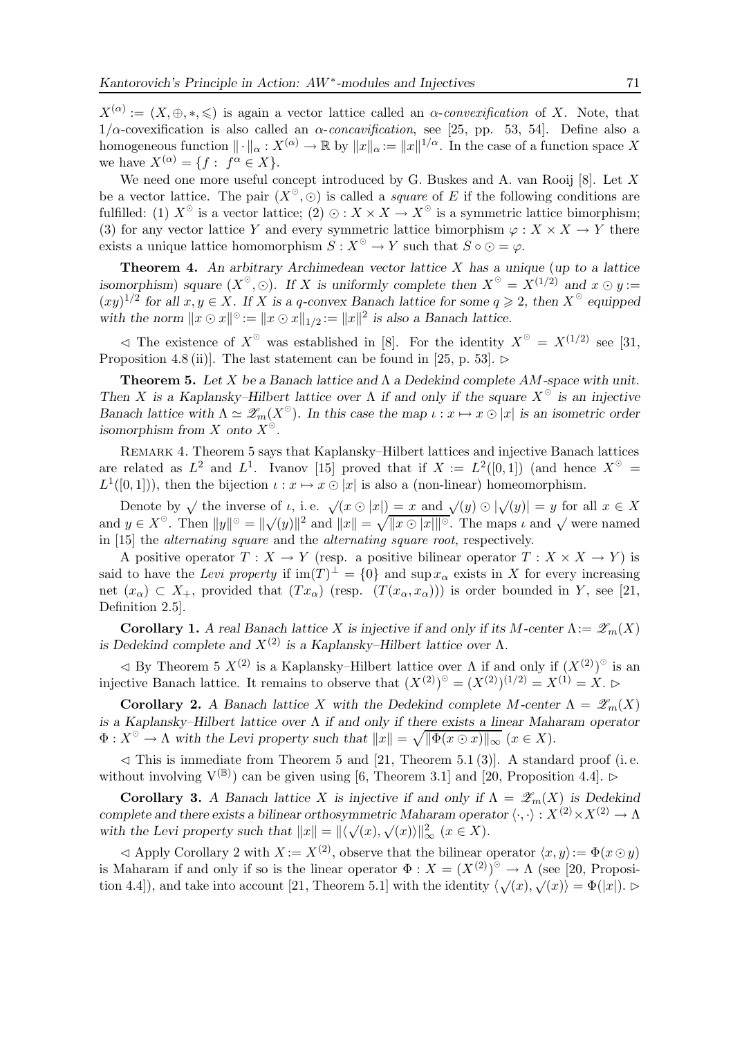$X^{(\alpha)} := (X, \oplus, *, \leqslant)$ is again a vector lattice called an *α-convexification* of $X$. Note, that $1/\alpha$-covexification is also called an *α-concavification*, see [25, pp. 53, 54]. Define also a homogeneous function $\|\cdot\|_\alpha : X^{(\alpha)} \to \mathbb{R}$ by $\|x\|_\alpha := \|x\|^{1/\alpha}$. In the case of a function space $X$ we have $X^{(\alpha)} = \{f : f^\alpha \in X\}$.

We need one more useful concept introduced by G. Buskes and A. van Rooij [8]. Let $X$ be a vector lattice. The pair $(X^{\odot}, \odot)$ is called a *square* of $E$ if the following conditions are fulfilled: (1) $X^{\odot}$ is a vector lattice; (2) $\odot : X \times X \to X^{\odot}$ is a symmetric lattice bimorphism; (3) for any vector lattice $Y$ and every symmetric lattice bimorphism $\varphi : X \times X \to Y$ there exists a unique lattice homomorphism $S : X^{\odot} \to Y$ such that $S \circ \odot = \varphi$.

**Theorem 4.** *An arbitrary Archimedean vector lattice $X$ has a unique (up to a lattice isomorphism) square $(X^{\odot}, \odot)$. If $X$ is uniformly complete then $X^{\odot} = X^{(1/2)}$ and $x \odot y := (xy)^{1/2}$ for all $x, y \in X$. If $X$ is a $q$-convex Banach lattice for some $q \geqslant 2$, then $X^{\odot}$ equipped with the norm $\|x \odot x\|^{\odot} := \|x \odot x\|_{1/2} := \|x\|^2$ is also a Banach lattice.*

$\lhd$ The existence of $X^{\odot}$ was established in [8]. For the identity $X^{\odot} = X^{(1/2)}$ see [31, Proposition 4.8 (ii)]. The last statement can be found in [25, p. 53]. $\rhd$

**Theorem 5.** *Let $X$ be a Banach lattice and $\Lambda$ a Dedekind complete AM-space with unit. Then $X$ is a Kaplansky–Hilbert lattice over $\Lambda$ if and only if the square $X^{\odot}$ is an injective Banach lattice with $\Lambda \simeq \mathscr{Z}_m(X^{\odot})$. In this case the map $\iota : x \mapsto x \odot |x|$ is an isometric order isomorphism from $X$ onto $X^{\odot}$.*

Remark 4. Theorem 5 says that Kaplansky–Hilbert lattices and injective Banach lattices are related as $L^2$ and $L^1$. Ivanov [15] proved that if $X := L^2([0,1])$ (and hence $X^{\odot} = L^1([0,1])$), then the bijection $\iota : x \mapsto x \odot |x|$ is also a (non-linear) homeomorphism.

Denote by $\surd$ the inverse of $\iota$, i. e. $\surd(x \odot |x|) = x$ and $\surd(y) \odot |\surd(y)| = y$ for all $x \in X$ and $y \in X^{\odot}$. Then $\|y\|^{\odot} = \|\surd(y)\|^2$ and $\|x\| = \sqrt{\|x \odot |x|\|^{\odot}}$. The maps $\iota$ and $\surd$ were named in [15] the *alternating square* and the *alternating square root,* respectively.

A positive operator $T : X \to Y$ (resp. a positive bilinear operator $T : X \times X \to Y$) is said to have the *Levi property* if $\operatorname{im}(T)^{\perp} = \{0\}$ and $\sup x_\alpha$ exists in $X$ for every increasing net $(x_\alpha) \subset X_+$, provided that $(Tx_\alpha)$ (resp. $(T(x_\alpha, x_\alpha))$) is order bounded in $Y$, see [21, Definition 2.5].

**Corollary 1.** *A real Banach lattice $X$ is injective if and only if its M-center $\Lambda := \mathscr{Z}_m(X)$ is Dedekind complete and $X^{(2)}$ is a Kaplansky–Hilbert lattice over $\Lambda$.*

$\lhd$ By Theorem 5 $X^{(2)}$ is a Kaplansky–Hilbert lattice over $\Lambda$ if and only if $(X^{(2)})^{\odot}$ is an injective Banach lattice. It remains to observe that $(X^{(2)})^{\odot} = (X^{(2)})^{(1/2)} = X^{(1)} = X$. $\rhd$

**Corollary 2.** *A Banach lattice $X$ with the Dedekind complete M-center $\Lambda = \mathscr{Z}_m(X)$ is a Kaplansky–Hilbert lattice over $\Lambda$ if and only if there exists a linear Maharam operator $\Phi : X^{\odot} \to \Lambda$ with the Levi property such that $\|x\| = \sqrt{\|\Phi(x \odot x)\|_\infty}$ $(x \in X)$.*

$\lhd$ This is immediate from Theorem 5 and [21, Theorem 5.1 (3)]. A standard proof (i. e. without involving $\mathbb{V}^{(\mathbb{B})}$) can be given using [6, Theorem 3.1] and [20, Proposition 4.4]. $\rhd$

**Corollary 3.** *A Banach lattice $X$ is injective if and only if $\Lambda = \mathscr{Z}_m(X)$ is Dedekind complete and there exists a bilinear orthosymmetric Maharam operator $\langle\cdot,\cdot\rangle : X^{(2)} \times X^{(2)} \to \Lambda$ with the Levi property such that $\|x\| = \|\langle\surd(x), \surd(x)\rangle\|_\infty^2$ $(x \in X)$.*

$\lhd$ Apply Corollary 2 with $X := X^{(2)}$, observe that the bilinear operator $\langle x, y\rangle := \Phi(x \odot y)$ is Maharam if and only if so is the linear operator $\Phi : X = (X^{(2)})^{\odot} \to \Lambda$ (see [20, Proposition 4.4]), and take into account [21, Theorem 5.1] with the identity $\langle\surd(x), \surd(x)\rangle = \Phi(|x|)$. $\rhd$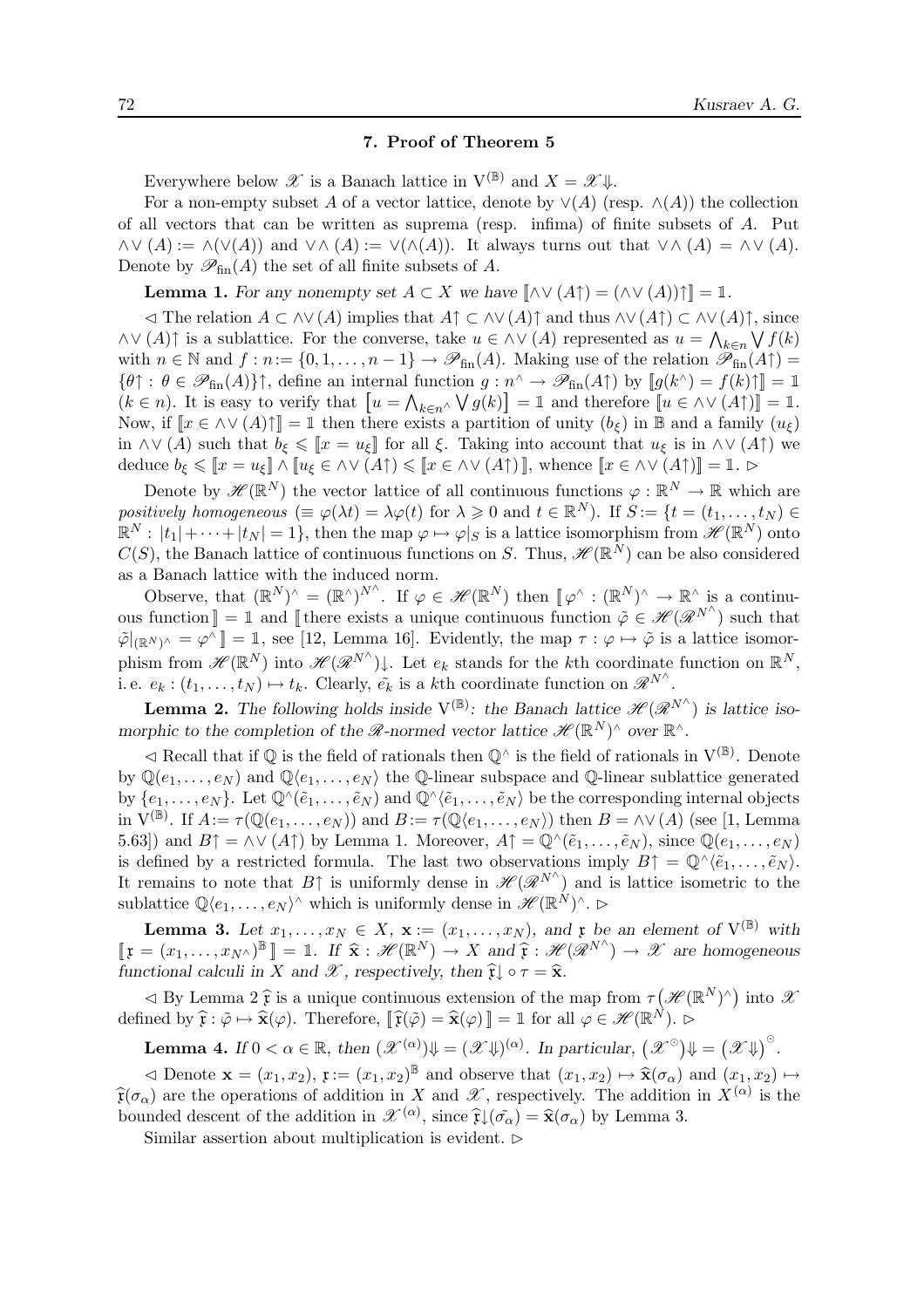## 7. Proof of Theorem 5

Everywhere below $\mathscr{X}$ is a Banach lattice in $V^{(\mathbb{B})}$ and $X = \mathscr{X}{\Downarrow}$.

For a non-empty subset $A$ of a vector lattice, denote by $\vee(A)$ (resp. $\wedge(A)$) the collection of all vectors that can be written as suprema (resp. infima) of finite subsets of $A$. Put $\wedge\vee(A) := \wedge(\vee(A))$ and $\vee\wedge(A) := \vee(\wedge(A))$. It always turns out that $\vee\wedge(A) = \wedge\vee(A)$. Denote by $\mathscr{P}_{\rm fin}(A)$ the set of all finite subsets of $A$.

**Lemma 1.** *For any nonempty set $A \subset X$ we have $[\![\wedge\vee(A{\uparrow}) = (\wedge\vee(A)){\uparrow}]\!] = \mathbb{1}$.*

$\lhd$ The relation $A \subset \wedge\vee(A)$ implies that $A{\uparrow} \subset \wedge\vee(A){\uparrow}$ and thus $\wedge\vee(A{\uparrow}) \subset \wedge\vee(A){\uparrow}$, since $\wedge\vee(A){\uparrow}$ is a sublattice. For the converse, take $u \in \wedge\vee(A)$ represented as $u = \bigwedge_{k\in n}\bigvee f(k)$ with $n \in \mathbb{N}$ and $f : n := \{0, 1, \dots, n-1\} \to \mathscr{P}_{\rm fin}(A)$. Making use of the relation $\mathscr{P}_{\rm fin}(A{\uparrow}) = \{\theta{\uparrow} : \theta \in \mathscr{P}_{\rm fin}(A)\}{\uparrow}$, define an internal function $g : n^{\wedge} \to \mathscr{P}_{\rm fin}(A{\uparrow})$ by $[\![g(k^{\wedge}) = f(k){\uparrow}]\!] = \mathbb{1}$ $(k \in n)$. It is easy to verify that $\big[u = \bigwedge_{k\in n^{\wedge}}\bigvee g(k)\big] = \mathbb{1}$ and therefore $[\![u \in \wedge\vee(A{\uparrow})]\!] = \mathbb{1}$. Now, if $[\![x \in \wedge\vee(A){\uparrow}]\!] = \mathbb{1}$ then there exists a partition of unity $(b_\xi)$ in $\mathbb{B}$ and a family $(u_\xi)$ in $\wedge\vee(A)$ such that $b_\xi \leqslant [\![x = u_\xi]\!]$ for all $\xi$. Taking into account that $u_\xi$ is in $\wedge\vee(A{\uparrow})$ we deduce $b_\xi \leqslant [\![x = u_\xi]\!] \wedge [\![u_\xi \in \wedge\vee(A{\uparrow})]\!] \leqslant [\![x \in \wedge\vee(A{\uparrow})]\!]$, whence $[\![x \in \wedge\vee(A{\uparrow})]\!] = \mathbb{1}$. $\rhd$

Denote by $\mathscr{H}(\mathbb{R}^N)$ the vector lattice of all continuous functions $\varphi : \mathbb{R}^N \to \mathbb{R}$ which are *positively homogeneous* ($\equiv \varphi(\lambda t) = \lambda\varphi(t)$ for $\lambda \geqslant 0$ and $t \in \mathbb{R}^N$). If $S := \{t = (t_1, \dots, t_N) \in \mathbb{R}^N : |t_1| + \dots + |t_N| = 1\}$, then the map $\varphi \mapsto \varphi|_S$ is a lattice isomorphism from $\mathscr{H}(\mathbb{R}^N)$ onto $C(S)$, the Banach lattice of continuous functions on $S$. Thus, $\mathscr{H}(\mathbb{R}^N)$ can be also considered as a Banach lattice with the induced norm.

Observe, that $(\mathbb{R}^N)^{\wedge} = (\mathbb{R}^{\wedge})^{N^{\wedge}}$. If $\varphi \in \mathscr{H}(\mathbb{R}^N)$ then $[\![\varphi^{\wedge} : (\mathbb{R}^N)^{\wedge} \to \mathbb{R}^{\wedge}$ is a continuous function$]\!] = \mathbb{1}$ and $[\![$there exists a unique continuous function $\tilde{\varphi} \in \mathscr{H}(\mathscr{R}^{N^{\wedge}})$ such that $\tilde{\varphi}|_{(\mathbb{R}^N)^{\wedge}} = \varphi^{\wedge}]\!] = \mathbb{1}$, see [12, Lemma 16]. Evidently, the map $\tau : \varphi \mapsto \tilde{\varphi}$ is a lattice isomorphism from $\mathscr{H}(\mathbb{R}^N)$ into $\mathscr{H}(\mathscr{R}^{N^{\wedge}}){\downarrow}$. Let $e_k$ stands for the $k$th coordinate function on $\mathbb{R}^N$, i. e. $e_k : (t_1, \dots, t_N) \mapsto t_k$. Clearly, $\tilde{e_k}$ is a $k$th coordinate function on $\mathscr{R}^{N^{\wedge}}$.

**Lemma 2.** *The following holds inside $V^{(\mathbb{B})}$: the Banach lattice $\mathscr{H}(\mathscr{R}^{N^{\wedge}})$ is lattice isomorphic to the completion of the $\mathscr{R}$-normed vector lattice $\mathscr{H}(\mathbb{R}^N)^{\wedge}$ over $\mathbb{R}^{\wedge}$.*

$\lhd$ Recall that if $\mathbb{Q}$ is the field of rationals then $\mathbb{Q}^{\wedge}$ is the field of rationals in $V^{(\mathbb{B})}$. Denote by $\mathbb{Q}(e_1, \dots, e_N)$ and $\mathbb{Q}\langle e_1, \dots, e_N\rangle$ the $\mathbb{Q}$-linear subspace and $\mathbb{Q}$-linear sublattice generated by $\{e_1, \dots, e_N\}$. Let $\mathbb{Q}^{\wedge}(\tilde{e}_1, \dots, \tilde{e}_N)$ and $\mathbb{Q}^{\wedge}\langle\tilde{e}_1, \dots, \tilde{e}_N\rangle$ be the corresponding internal objects in $V^{(\mathbb{B})}$. If $A := \tau(\mathbb{Q}(e_1, \dots, e_N))$ and $B := \tau(\mathbb{Q}\langle e_1, \dots, e_N\rangle)$ then $B = \wedge\vee(A)$ (see [1, Lemma 5.63]) and $B{\uparrow} = \wedge\vee(A{\uparrow})$ by Lemma 1. Moreover, $A{\uparrow} = \mathbb{Q}^{\wedge}(\tilde{e}_1, \dots, \tilde{e}_N)$, since $\mathbb{Q}(e_1, \dots, e_N)$ is defined by a restricted formula. The last two observations imply $B{\uparrow} = \mathbb{Q}^{\wedge}\langle\tilde{e}_1, \dots, \tilde{e}_N\rangle$. It remains to note that $B{\uparrow}$ is uniformly dense in $\mathscr{H}(\mathscr{R}^{N^{\wedge}})$ and is lattice isometric to the sublattice $\mathbb{Q}\langle e_1, \dots, e_N\rangle^{\wedge}$ which is uniformly dense in $\mathscr{H}(\mathbb{R}^N)^{\wedge}$. $\rhd$

**Lemma 3.** *Let $x_1, \dots, x_N \in X$, $\mathbf{x} := (x_1, \dots, x_N)$, and $\mathfrak{x}$ be an element of $V^{(\mathbb{B})}$ with $[\![\mathfrak{x} = (x_1, \dots, x_{N^{\wedge}})^{\mathbb{B}}]\!] = \mathbb{1}$. If $\widehat{\mathbf{x}} : \mathscr{H}(\mathbb{R}^N) \to X$ and $\widehat{\mathfrak{x}} : \mathscr{H}(\mathscr{R}^{N^{\wedge}}) \to \mathscr{X}$ are homogeneous functional calculi in $X$ and $\mathscr{X}$, respectively, then $\widehat{\mathfrak{x}}{\downarrow} \circ \tau = \widehat{\mathbf{x}}$.*

$\lhd$ By Lemma 2 $\widehat{\mathfrak{x}}$ is a unique continuous extension of the map from $\tau\big(\mathscr{H}(\mathbb{R}^N)^{\wedge}\big)$ into $\mathscr{X}$ defined by $\widehat{\mathfrak{x}} : \tilde{\varphi} \mapsto \widehat{\mathbf{x}}(\varphi)$. Therefore, $[\![\widehat{\mathfrak{x}}(\tilde{\varphi}) = \widehat{\mathbf{x}}(\varphi)]\!] = \mathbb{1}$ for all $\varphi \in \mathscr{H}(\mathbb{R}^N)$. $\rhd$

**Lemma 4.** *If $0 < \alpha \in \mathbb{R}$, then $(\mathscr{X}^{(\alpha)}){\Downarrow} = (\mathscr{X}{\Downarrow})^{(\alpha)}$. In particular, $\big(\mathscr{X}^{\odot}\big){\Downarrow} = \big(\mathscr{X}{\Downarrow}\big)^{\odot}$.*

$\lhd$ Denote $\mathbf{x} = (x_1, x_2)$, $\mathfrak{x} := (x_1, x_2)^{\mathbb{B}}$ and observe that $(x_1, x_2) \mapsto \widehat{\mathbf{x}}(\sigma_\alpha)$ and $(x_1, x_2) \mapsto \widehat{\mathfrak{x}}(\sigma_\alpha)$ are the operations of addition in $X$ and $\mathscr{X}$, respectively. The addition in $X^{(\alpha)}$ is the bounded descent of the addition in $\mathscr{X}^{(\alpha)}$, since $\widehat{\mathfrak{x}}{\downarrow}(\tilde{\sigma_\alpha}) = \widehat{\mathbf{x}}(\sigma_\alpha)$ by Lemma 3.

Similar assertion about multiplication is evident. $\rhd$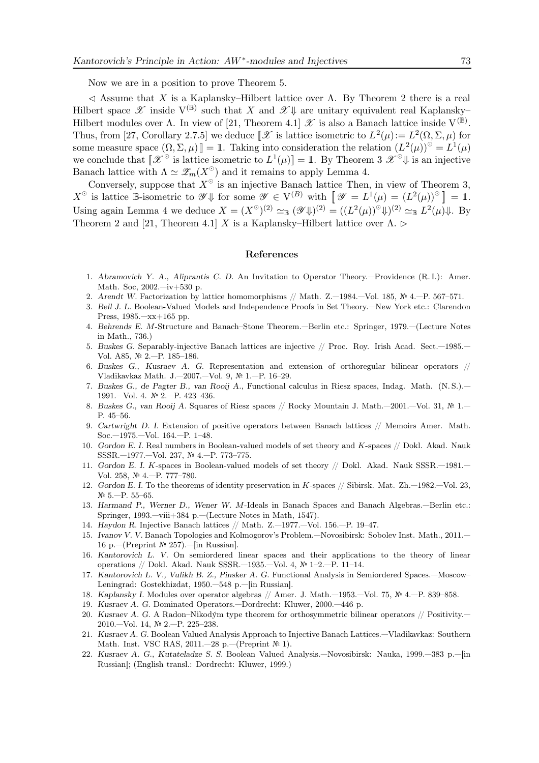Now we are in a position to prove Theorem 5.

$\lhd$ Assume that $X$ is a Kaplansky–Hilbert lattice over $\Lambda$. By Theorem 2 there is a real Hilbert space $\mathscr{X}$ inside $\mathrm{V}^{(\mathbb{B})}$ such that $X$ and $\mathscr{X}{\Downarrow}$ are unitary equivalent real Kaplansky–Hilbert modules over $\Lambda$. In view of [21, Theorem 4.1] $\mathscr{X}$ is also a Banach lattice inside $\mathrm{V}^{(\mathbb{B})}$. Thus, from [27, Corollary 2.7.5] we deduce $[\![\mathscr{X}$ is lattice isometric to $L^2(\mu) := L^2(\Omega, \Sigma, \mu)$ for some measure space $(\Omega, \Sigma, \mu)\,]\!] = \mathbb{1}$. Taking into consideration the relation $(L^2(\mu))^{\odot} = L^1(\mu)$ we conclude that $[\![\mathscr{X}^{\odot}$ is lattice isometric to $L^1(\mu)]\!] = \mathbb{1}$. By Theorem 3 $\mathscr{X}^{\odot}{\Downarrow}$ is an injective Banach lattice with $\Lambda \simeq \mathscr{Z}_m(X^{\odot})$ and it remains to apply Lemma 4.

Conversely, suppose that $X^{\odot}$ is an injective Banach lattice Then, in view of Theorem 3, $X^{\odot}$ is lattice $\mathbb{B}$-isometric to $\mathscr{Y}{\Downarrow}$ for some $\mathscr{Y} \in \mathrm{V}^{(B)}$ with $\big[\,\mathscr{Y} = L^1(\mu) = (L^2(\mu))^{\odot}\,\big] = \mathbb{1}$. Using again Lemma 4 we deduce $X = (X^{\odot})^{(2)} \simeq_{\mathbb{B}} (\mathscr{Y}{\Downarrow})^{(2)} = ((L^2(\mu))^{\odot}{\Downarrow})^{(2)} \simeq_{\mathbb{B}} L^2(\mu){\Downarrow}$. By Theorem 2 and [21, Theorem 4.1] $X$ is a Kaplansky–Hilbert lattice over $\Lambda$. $\rhd$

## References

1. *Abramovich Y. A., Aliprantis C. D.* An Invitation to Operator Theory.—Providence (R. I.): Amer. Math. Soc, 2002.—iv+530 p.
2. *Arendt W.* Factorization by lattice homomorphisms // Math. Z.—1984.—Vol. 185, № 4.—P. 567–571.
3. *Bell J. L.* Boolean-Valued Models and Independence Proofs in Set Theory.—New York etc.: Clarendon Press, 1985.—xx+165 pp.
4. *Behrends E.* M-Structure and Banach–Stone Theorem.—Berlin etc.: Springer, 1979.—(Lecture Notes in Math., 736.)
5. *Buskes G.* Separably-injective Banach lattices are injective // Proc. Roy. Irish Acad. Sect.—1985.—Vol. A85, № 2.—P. 185–186.
6. *Buskes G., Kusraev A. G.* Representation and extension of orthoregular bilinear operators // Vladikavkaz Math. J.—2007.—Vol. 9, № 1.—P. 16–29.
7. *Buskes G., de Pagter B., van Rooij A.*, Functional calculus in Riesz spaces, Indag. Math. (N. S.).—1991.—Vol. 4. № 2.—P. 423–436.
8. *Buskes G., van Rooij A.* Squares of Riesz spaces // Rocky Mountain J. Math.—2001.—Vol. 31, № 1.—P. 45–56.
9. *Cartwright D. I.* Extension of positive operators between Banach lattices // Memoirs Amer. Math. Soc.—1975.—Vol. 164.—P. 1–48.
10. *Gordon E. I.* Real numbers in Boolean-valued models of set theory and K-spaces // Dokl. Akad. Nauk SSSR.—1977.—Vol. 237, № 4.—P. 773–775.
11. *Gordon E. I.* K-spaces in Boolean-valued models of set theory // Dokl. Akad. Nauk SSSR.—1981.—Vol. 258, № 4.—P. 777–780.
12. *Gordon E. I.* To the theorems of identity preservation in K-spaces // Sibirsk. Mat. Zh.—1982.—Vol. 23, № 5.—P. 55–65.
13. *Harmand P., Werner D., Wener W.* M-Ideals in Banach Spaces and Banach Algebras.—Berlin etc.: Springer, 1993.—viii+384 p.—(Lecture Notes in Math, 1547).
14. *Haydon R.* Injective Banach lattices // Math. Z.—1977.—Vol. 156.—P. 19–47.
15. *Ivanov V. V.* Banach Topologies and Kolmogorov's Problem.—Novosibirsk: Sobolev Inst. Math., 2011.—16 p.—(Preprint № 257).—[in Russian].
16. *Kantorovich L. V.* On semiordered linear spaces and their applications to the theory of linear operations // Dokl. Akad. Nauk SSSR.—1935.—Vol. 4, № 1–2.—P. 11–14.
17. *Kantorovich L. V., Vulikh B. Z., Pinsker A. G.* Functional Analysis in Semiordered Spaces.—Moscow–Leningrad: Gostekhizdat, 1950.—548 p.—[in Russian].
18. *Kaplansky I.* Modules over operator algebras // Amer. J. Math.—1953.—Vol. 75, № 4.—P. 839–858.
19. *Kusraev A. G.* Dominated Operators.—Dordrecht: Kluwer, 2000.—446 p.
20. *Kusraev A. G.* A Radon–Nikodým type theorem for orthosymmetric bilinear operators // Positivity.—2010.—Vol. 14, № 2.—P. 225–238.
21. *Kusraev A. G.* Boolean Valued Analysis Approach to Injective Banach Lattices.—Vladikavkaz: Southern Math. Inst. VSC RAS, 2011.—28 p.—(Preprint № 1).
22. *Kusraev A. G., Kutateladze S. S.* Boolean Valued Analysis.—Novosibirsk: Nauka, 1999.—383 p.—[in Russian]; (English transl.: Dordrecht: Kluwer, 1999.)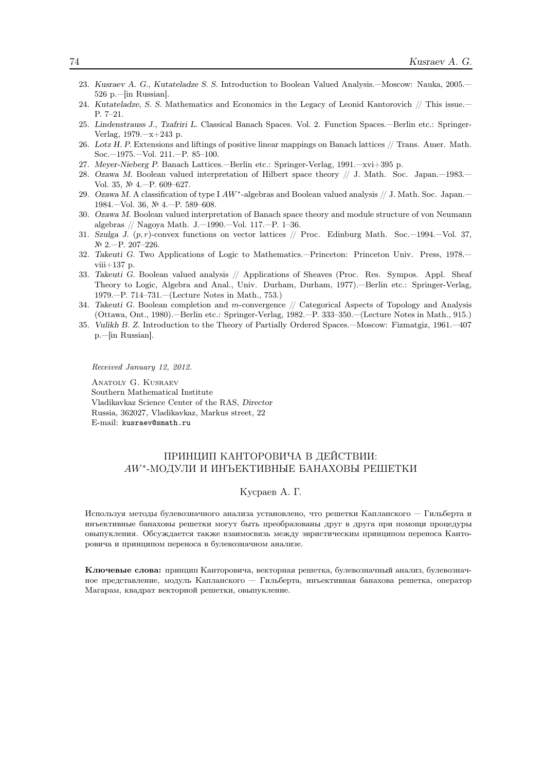23. *Kusraev A. G., Kutateladze S. S.* Introduction to Boolean Valued Analysis.—Moscow: Nauka, 2005.—526 p.—[in Russian].
24. *Kutateladze, S. S.* Mathematics and Economics in the Legacy of Leonid Kantorovich // This issue.—P. 7–21.
25. *Lindenstrauss J., Tzafriri L.* Classical Banach Spaces. Vol. 2. Function Spaces.—Berlin etc.: Springer-Verlag, 1979.—x+243 p.
26. *Lotz H. P.* Extensions and liftings of positive linear mappings on Banach lattices // Trans. Amer. Math. Soc.—1975.—Vol. 211.—P. 85–100.
27. *Meyer-Nieberg P.* Banach Lattices.—Berlin etc.: Springer-Verlag, 1991.—xvi+395 p.
28. *Ozawa M.* Boolean valued interpretation of Hilbert space theory // J. Math. Soc. Japan.—1983.—Vol. 35, № 4.—P. 609–627.
29. *Ozawa M.* A classification of type I $AW^*$-algebras and Boolean valued analysis // J. Math. Soc. Japan.—1984.—Vol. 36, № 4.—P. 589–608.
30. *Ozawa M.* Boolean valued interpretation of Banach space theory and module structure of von Neumann algebras // Nagoya Math. J.—1990.—Vol. 117.—P. 1–36.
31. *Szulga J.* $(p, r)$-convex functions on vector lattices // Proc. Edinburg Math. Soc.—1994.—Vol. 37, № 2.—P. 207–226.
32. *Takeuti G.* Two Applications of Logic to Mathematics.—Princeton: Princeton Univ. Press, 1978.—viii+137 p.
33. *Takeuti G.* Boolean valued analysis // Applications of Sheaves (Proc. Res. Sympos. Appl. Sheaf Theory to Logic, Algebra and Anal., Univ. Durham, Durham, 1977).—Berlin etc.: Springer-Verlag, 1979.—P. 714–731.—(Lecture Notes in Math., 753.)
34. *Takeuti G.* Boolean completion and $m$-convergence // Categorical Aspects of Topology and Analysis (Ottawa, Ont., 1980).—Berlin etc.: Springer-Verlag, 1982.—P. 333–350.—(Lecture Notes in Math., 915.)
35. *Vulikh B. Z.* Introduction to the Theory of Partially Ordered Spaces.—Moscow: Fizmatgiz, 1961.—407 p.—[in Russian].

*Received January 12, 2012.*

Anatoly G. Kusraev
Southern Mathematical Institute
Vladikavkaz Science Center of the RAS, *Director*
Russia, 362027, Vladikavkaz, Markus street, 22
E-mail: `kusraev@smath.ru`

## ПРИНЦИП КАНТОРОВИЧА В ДЕЙСТВИИ: $AW^*$-МОДУЛИ И ИНЪЕКТИВНЫЕ БАНАХОВЫ РЕШЕТКИ

Кусраев А. Г.

Используя методы булевозначного анализа установлено, что решетки Капланского — Гильберта и инъективные банаховы решетки могут быть преобразованы друг в друга при помощи процедуры овыпукления. Обсуждается также взаимосвязь между эвристическим принципом переноса Канторовича и принципом переноса в булевозначном анализе.

**Ключевые слова:** принцип Канторовича, векторная решетка, булевозначный анализ, булевозначное представление, модуль Капланского — Гильберта, инъективная банахова решетка, оператор Магарам, квадрат векторной решетки, овыпукление.